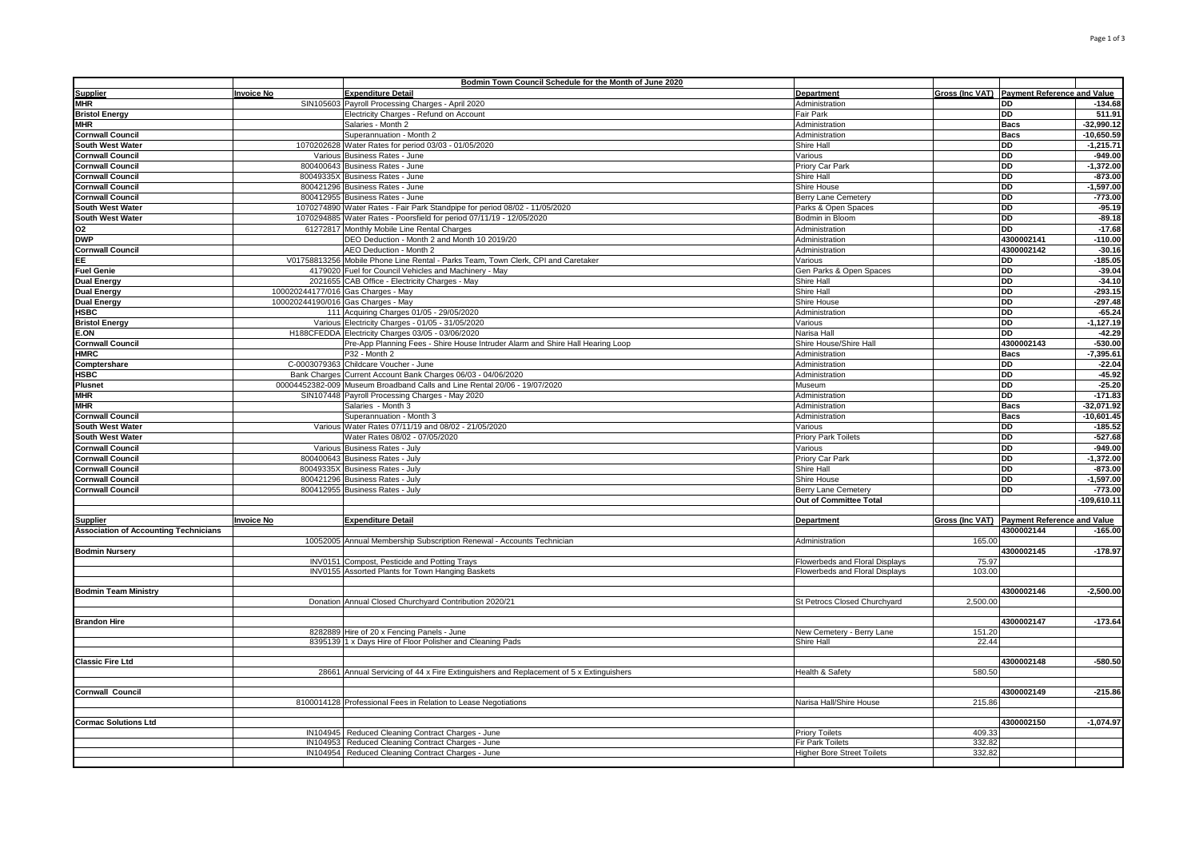# Bodmin Town Council Schedule for the Month of June 2020

| Supplier | Invoice No | Expenditure Detail | Department | Gross (Inc VAT) | Payment Reference and Value | |
|---|---|---|---|---|---|---|
| MHR | SIN105603 | Payroll Processing Charges - April 2020 | Administration | | DD | -134.68 |
| Bristol Energy | | Electricity Charges - Refund on Account | Fair Park | | DD | 511.91 |
| MHR | | Salaries - Month 2 | Administration | | Bacs | -32,990.12 |
| Cornwall Council | | Superannuation - Month 2 | Administration | | Bacs | -10,650.59 |
| South West Water | 1070202628 | Water Rates for period 03/03 - 01/05/2020 | Shire Hall | | DD | -1,215.71 |
| Cornwall Council | Various | Business Rates - June | Various | | DD | -949.00 |
| Cornwall Council | 800400643 | Business Rates - June | Priory Car Park | | DD | -1,372.00 |
| Cornwall Council | 80049335X | Business Rates - June | Shire Hall | | DD | -873.00 |
| Cornwall Council | 800421296 | Business Rates - June | Shire House | | DD | -1,597.00 |
| Cornwall Council | 800412955 | Business Rates - June | Berry Lane Cemetery | | DD | -773.00 |
| South West Water | 1070274890 | Water Rates - Fair Park Standpipe for period 08/02 - 11/05/2020 | Parks & Open Spaces | | DD | -95.19 |
| South West Water | 1070294885 | Water Rates - Poorsfield for period 07/11/19 - 12/05/2020 | Bodmin in Bloom | | DD | -89.18 |
| O2 | 61272817 | Monthly Mobile Line Rental Charges | Administration | | DD | -17.68 |
| DWP | | DEO Deduction - Month 2 and Month 10 2019/20 | Administration | | 4300002141 | -110.00 |
| Cornwall Council | | AEO Deduction - Month 2 | Administration | | 4300002142 | -30.16 |
| EE | V01758813256 | Mobile Phone Line Rental - Parks Team, Town Clerk, CPI and Caretaker | Various | | DD | -185.05 |
| Fuel Genie | 4179020 | Fuel for Council Vehicles and Machinery - May | Gen Parks & Open Spaces | | DD | -39.04 |
| Dual Energy | 2021655 | CAB Office - Electricity Charges - May | Shire Hall | | DD | -34.10 |
| Dual Energy | 100020244177/016 | Gas Charges - May | Shire Hall | | DD | -293.15 |
| Dual Energy | 100020244190/016 | Gas Charges - May | Shire House | | DD | -297.48 |
| HSBC | 111 | Acquiring Charges 01/05 - 29/05/2020 | Administration | | DD | -65.24 |
| Bristol Energy | Various | Electricity Charges - 01/05 - 31/05/2020 | Various | | DD | -1,127.19 |
| E.ON | H188CFEDDA | Electricity Charges 03/05 - 03/06/2020 | Narisa Hall | | DD | -42.29 |
| Cornwall Council | | Pre-App Planning Fees - Shire House Intruder Alarm and Shire Hall Hearing Loop | Shire House/Shire Hall | | 4300002143 | -530.00 |
| HMRC | | P32 - Month 2 | Administration | | Bacs | -7,395.61 |
| Comptershare | C-0003079363 | Childcare Voucher - June | Administration | | DD | -22.04 |
| HSBC | Bank Charges | Current Account Bank Charges 06/03 - 04/06/2020 | Administration | | DD | -45.92 |
| Plusnet | 00004452382-009 | Museum Broadband Calls and Line Rental 20/06 - 19/07/2020 | Museum | | DD | -25.20 |
| MHR | SIN107448 | Payroll Processing Charges - May 2020 | Administration | | DD | -171.83 |
| MHR | | Salaries - Month 3 | Administration | | Bacs | -32,071.92 |
| Cornwall Council | | Superannuation - Month 3 | Administration | | Bacs | -10,601.45 |
| South West Water | Various | Water Rates 07/11/19 and 08/02 - 21/05/2020 | Various | | DD | -185.52 |
| South West Water | | Water Rates 08/02 - 07/05/2020 | Priory Park Toilets | | DD | -527.68 |
| Cornwall Council | Various | Business Rates - July | Various | | DD | -949.00 |
| Cornwall Council | 800400643 | Business Rates - July | Priory Car Park | | DD | -1,372.00 |
| Cornwall Council | 80049335X | Business Rates - July | Shire Hall | | DD | -873.00 |
| Cornwall Council | 800421296 | Business Rates - July | Shire House | | DD | -1,597.00 |
| Cornwall Council | 800412955 | Business Rates - July | Berry Lane Cemetery | | DD | -773.00 |
| | | | **Out of Committee Total** | | | -109,610.11 |

| Supplier | Invoice No | Expenditure Detail | Department | Gross (Inc VAT) | Payment Reference and Value | |
|---|---|---|---|---|---|---|
| Association of Accounting Technicians | | | | | 4300002144 | -165.00 |
| | 10052005 | Annual Membership Subscription Renewal - Accounts Technician | Administration | 165.00 | | |
| Bodmin Nursery | | | | | 4300002145 | -178.97 |
| | INV0151 | Compost, Pesticide and Potting Trays | Flowerbeds and Floral Displays | 75.97 | | |
| | INV0155 | Assorted Plants for Town Hanging Baskets | Flowerbeds and Floral Displays | 103.00 | | |
| Bodmin Team Ministry | | | | | 4300002146 | -2,500.00 |
| | Donation | Annual Closed Churchyard Contribution 2020/21 | St Petrocs Closed Churchyard | 2,500.00 | | |
| Brandon Hire | | | | | 4300002147 | -173.64 |
| | 8282889 | Hire of 20 x Fencing Panels - June | New Cemetery - Berry Lane | 151.20 | | |
| | 8395139 | 1 x Days Hire of Floor Polisher and Cleaning Pads | Shire Hall | 22.44 | | |
| Classic Fire Ltd | | | | | 4300002148 | -580.50 |
| | 28661 | Annual Servicing of 44 x Fire Extinguishers and Replacement of 5 x Extinguishers | Health & Safety | 580.50 | | |
| Cornwall Council | | | | | 4300002149 | -215.86 |
| | 8100014128 | Professional Fees in Relation to Lease Negotiations | Narisa Hall/Shire House | 215.86 | | |
| Cormac Solutions Ltd | | | | | 4300002150 | -1,074.97 |
| | IN104945 | Reduced Cleaning Contract Charges - June | Priory Toilets | 409.33 | | |
| | IN104953 | Reduced Cleaning Contract Charges - June | Fir Park Toilets | 332.82 | | |
| | IN104954 | Reduced Cleaning Contract Charges - June | Higher Bore Street Toilets | 332.82 | | |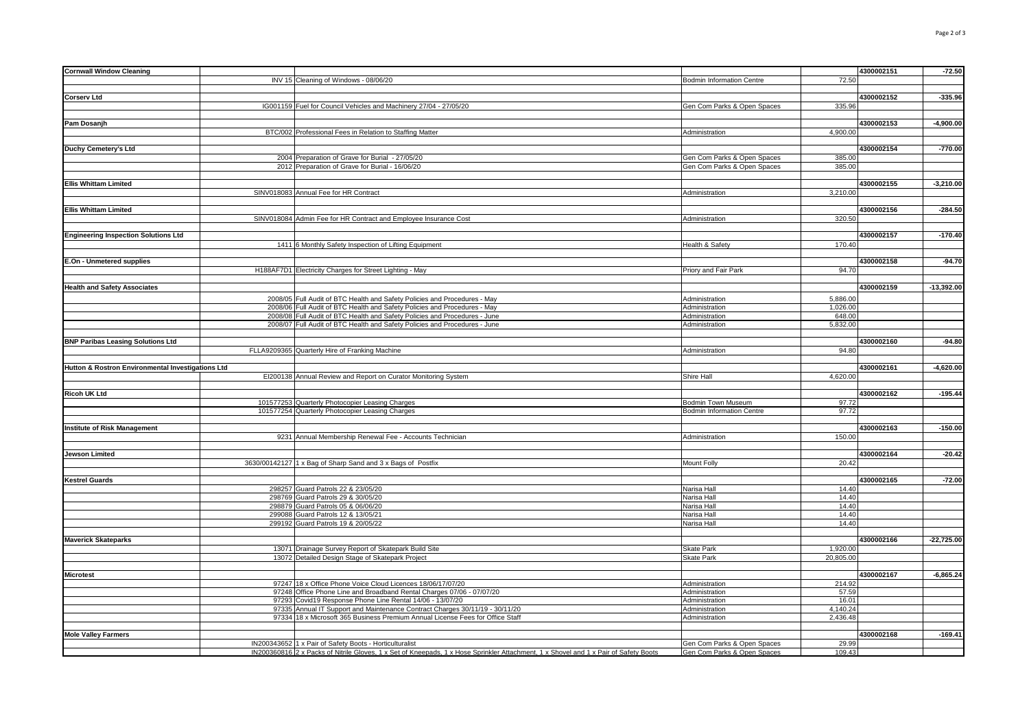| | | | | | | |
|---|---|---|---|---|---|---|
| **Cornwall Window Cleaning** | | | | | 4300002151 | -72.50 |
| | INV 15 | Cleaning of Windows - 08/06/20 | Bodmin Information Centre | 72.50 | | |
| **Corserv Ltd** | | | | | 4300002152 | -335.96 |
| | IG001159 | Fuel for Council Vehicles and Machinery 27/04 - 27/05/20 | Gen Com Parks & Open Spaces | 335.96 | | |
| **Pam Dosanjh** | | | | | 4300002153 | -4,900.00 |
| | BTC/002 | Professional Fees in Relation to Staffing Matter | Administration | 4,900.00 | | |
| **Duchy Cemetery's Ltd** | | | | | 4300002154 | -770.00 |
| | 2004 | Preparation of Grave for Burial - 27/05/20 | Gen Com Parks & Open Spaces | 385.00 | | |
| | 2012 | Preparation of Grave for Burial - 16/06/20 | Gen Com Parks & Open Spaces | 385.00 | | |
| **Ellis Whittam Limited** | | | | | 4300002155 | -3,210.00 |
| | SINV018083 | Annual Fee for HR Contract | Administration | 3,210.00 | | |
| **Ellis Whittam Limited** | | | | | 4300002156 | -284.50 |
| | SINV018084 | Admin Fee for HR Contract and Employee Insurance Cost | Administration | 320.50 | | |
| **Engineering Inspection Solutions Ltd** | | | | | 4300002157 | -170.40 |
| | 1411 | 6 Monthly Safety Inspection of Lifting Equipment | Health & Safety | 170.40 | | |
| **E.On - Unmetered supplies** | | | | | 4300002158 | -94.70 |
| | H188AF7D1 | Electricity Charges for Street Lighting - May | Priory and Fair Park | 94.70 | | |
| **Health and Safety Associates** | | | | | 4300002159 | -13,392.00 |
| | 2008/05 | Full Audit of BTC Health and Safety Policies and Procedures - May | Administration | 5,886.00 | | |
| | 2008/06 | Full Audit of BTC Health and Safety Policies and Procedures - May | Administration | 1,026.00 | | |
| | 2008/08 | Full Audit of BTC Health and Safety Policies and Procedures - June | Administration | 648.00 | | |
| | 2008/07 | Full Audit of BTC Health and Safety Policies and Procedures - June | Administration | 5,832.00 | | |
| **BNP Paribas Leasing Solutions Ltd** | | | | | 4300002160 | -94.80 |
| | FLLA9209365 | Quarterly Hire of Franking Machine | Administration | 94.80 | | |
| **Hutton & Rostron Environmental Investigations Ltd** | | | | | 4300002161 | -4,620.00 |
| | EI200138 | Annual Review and Report on Curator Monitoring System | Shire Hall | 4,620.00 | | |
| **Ricoh UK Ltd** | | | | | 4300002162 | -195.44 |
| | 101577253 | Quarterly Photocopier Leasing Charges | Bodmin Town Museum | 97.72 | | |
| | 101577254 | Quarterly Photocopier Leasing Charges | Bodmin Information Centre | 97.72 | | |
| **Institute of Risk Management** | | | | | 4300002163 | -150.00 |
| | 9231 | Annual Membership Renewal Fee - Accounts Technician | Administration | 150.00 | | |
| **Jewson Limited** | | | | | 4300002164 | -20.42 |
| | 3630/00142127 | 1 x Bag of Sharp Sand and 3 x Bags of Postfix | Mount Folly | 20.42 | | |
| **Kestrel Guards** | | | | | 4300002165 | -72.00 |
| | 298257 | Guard Patrols 22 & 23/05/20 | Narisa Hall | 14.40 | | |
| | 298769 | Guard Patrols 29 & 30/05/20 | Narisa Hall | 14.40 | | |
| | 298879 | Guard Patrols 05 & 06/06/20 | Narisa Hall | 14.40 | | |
| | 299088 | Guard Patrols 12 & 13/05/21 | Narisa Hall | 14.40 | | |
| | 299192 | Guard Patrols 19 & 20/05/22 | Narisa Hall | 14.40 | | |
| **Maverick Skateparks** | | | | | 4300002166 | -22,725.00 |
| | 13071 | Drainage Survey Report of Skatepark Build Site | Skate Park | 1,920.00 | | |
| | 13072 | Detailed Design Stage of Skatepark Project | Skate Park | 20,805.00 | | |
| **Microtest** | | | | | 4300002167 | -6,865.24 |
| | 97247 | 18 x Office Phone Voice Cloud Licences 18/06/17/07/20 | Administration | 214.92 | | |
| | 97248 | Office Phone Line and Broadband Rental Charges 07/06 - 07/07/20 | Administration | 57.59 | | |
| | 97293 | Covid19 Response Phone Line Rental 14/06 - 13/07/20 | Administration | 16.01 | | |
| | 97335 | Annual IT Support and Maintenance Contract Charges 30/11/19 - 30/11/20 | Administration | 4,140.24 | | |
| | 97334 | 18 x Microsoft 365 Business Premium Annual License Fees for Office Staff | Administration | 2,436.48 | | |
| **Mole Valley Farmers** | | | | | 4300002168 | -169.41 |
| | IN200343652 | 1 x Pair of Safety Boots - Horticulturalist | Gen Com Parks & Open Spaces | 29.99 | | |
| | IN200360816 | 2 x Packs of Nitrile Gloves, 1 x Set of Kneepads, 1 x Hose Sprinkler Attachment, 1 x Shovel and 1 x Pair of Safety Boots | Gen Com Parks & Open Spaces | 109.43 | | |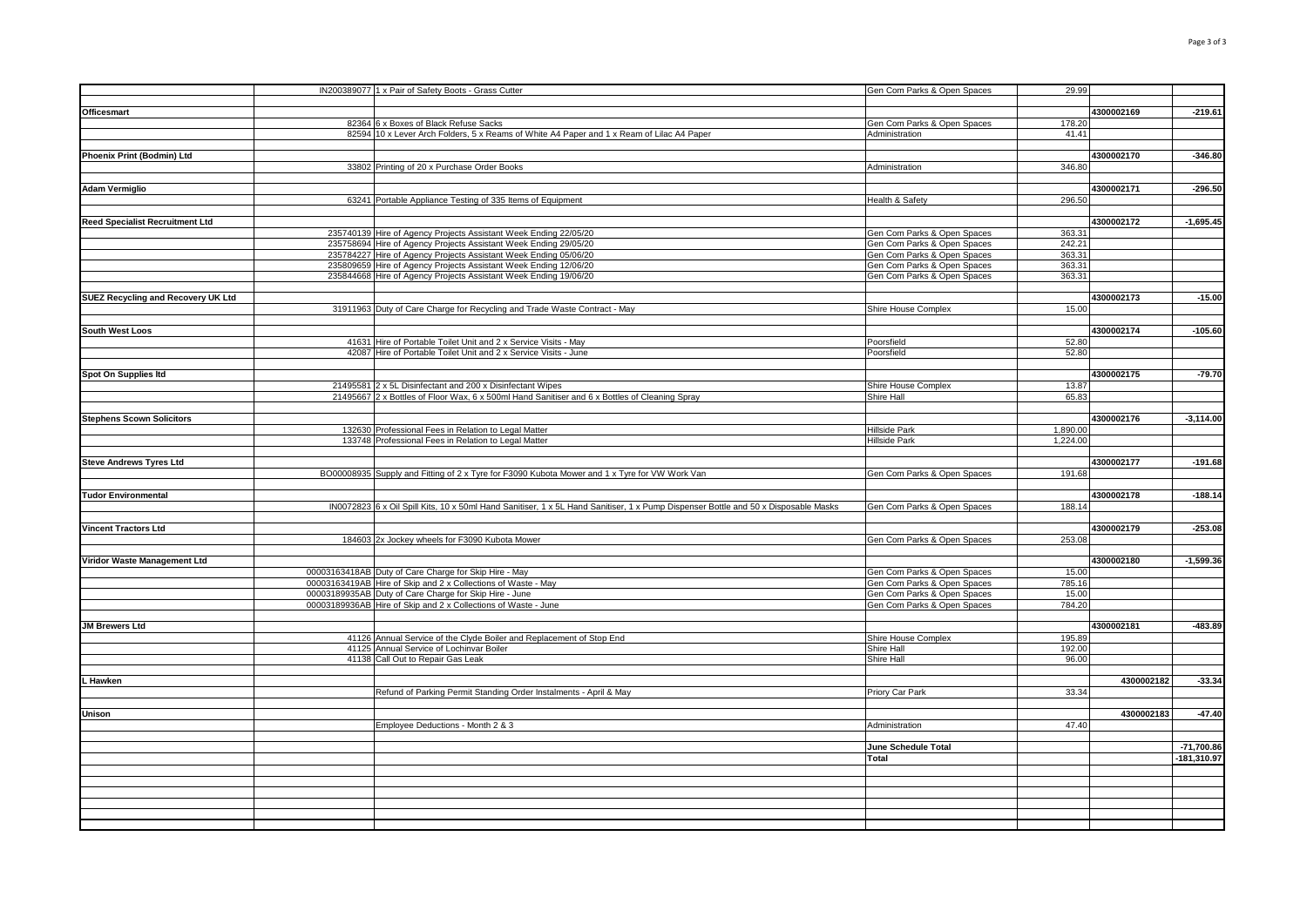| | | | | | | |
|---|---|---|---|---|---|---|
| | IN200389077 | 1 x Pair of Safety Boots - Grass Cutter | Gen Com Parks & Open Spaces | 29.99 | | |
| | | | | | | |
| **Officesmart** | | | | | **4300002169** | **-219.61** |
| | 82364 | 6 x Boxes of Black Refuse Sacks | Gen Com Parks & Open Spaces | 178.20 | | |
| | 82594 | 10 x Lever Arch Folders, 5 x Reams of White A4 Paper and 1 x Ream of Lilac A4 Paper | Administration | 41.41 | | |
| | | | | | | |
| **Phoenix Print (Bodmin) Ltd** | | | | | **4300002170** | **-346.80** |
| | 33802 | Printing of 20 x Purchase Order Books | Administration | 346.80 | | |
| | | | | | | |
| **Adam Vermiglio** | | | | | **4300002171** | **-296.50** |
| | 63241 | Portable Appliance Testing of 335 Items of Equipment | Health & Safety | 296.50 | | |
| | | | | | | |
| **Reed Specialist Recruitment Ltd** | | | | | **4300002172** | **-1,695.45** |
| | 235740139 | Hire of Agency Projects Assistant Week Ending 22/05/20 | Gen Com Parks & Open Spaces | 363.31 | | |
| | 235758694 | Hire of Agency Projects Assistant Week Ending 29/05/20 | Gen Com Parks & Open Spaces | 242.21 | | |
| | 235784227 | Hire of Agency Projects Assistant Week Ending 05/06/20 | Gen Com Parks & Open Spaces | 363.31 | | |
| | 235809659 | Hire of Agency Projects Assistant Week Ending 12/06/20 | Gen Com Parks & Open Spaces | 363.31 | | |
| | 235844668 | Hire of Agency Projects Assistant Week Ending 19/06/20 | Gen Com Parks & Open Spaces | 363.31 | | |
| | | | | | | |
| **SUEZ Recycling and Recovery UK Ltd** | | | | | **4300002173** | **-15.00** |
| | 31911963 | Duty of Care Charge for Recycling and Trade Waste Contract - May | Shire House Complex | 15.00 | | |
| | | | | | | |
| **South West Loos** | | | | | **4300002174** | **-105.60** |
| | 41631 | Hire of Portable Toilet Unit and 2 x Service Visits - May | Poorsfield | 52.80 | | |
| | 42087 | Hire of Portable Toilet Unit and 2 x Service Visits - June | Poorsfield | 52.80 | | |
| | | | | | | |
| **Spot On Supplies ltd** | | | | | **4300002175** | **-79.70** |
| | 21495581 | 2 x 5L Disinfectant and 200 x Disinfectant Wipes | Shire House Complex | 13.87 | | |
| | 21495667 | 2 x Bottles of Floor Wax, 6 x 500ml Hand Sanitiser and 6 x Bottles of Cleaning Spray | Shire Hall | 65.83 | | |
| | | | | | | |
| **Stephens Scown Solicitors** | | | | | **4300002176** | **-3,114.00** |
| | 132630 | Professional Fees in Relation to Legal Matter | Hillside Park | 1,890.00 | | |
| | 133748 | Professional Fees in Relation to Legal Matter | Hillside Park | 1,224.00 | | |
| | | | | | | |
| **Steve Andrews Tyres Ltd** | | | | | **4300002177** | **-191.68** |
| | BO00008935 | Supply and Fitting of 2 x Tyre for F3090 Kubota Mower and 1 x Tyre for VW Work Van | Gen Com Parks & Open Spaces | 191.68 | | |
| | | | | | | |
| **Tudor Environmental** | | | | | **4300002178** | **-188.14** |
| | IN0072823 | 6 x Oil Spill Kits, 10 x 50ml Hand Sanitiser, 1 x 5L Hand Sanitiser, 1 x Pump Dispenser Bottle and 50 x Disposable Masks | Gen Com Parks & Open Spaces | 188.14 | | |
| | | | | | | |
| **Vincent Tractors Ltd** | | | | | **4300002179** | **-253.08** |
| | 184603 | 2x Jockey wheels for F3090 Kubota Mower | Gen Com Parks & Open Spaces | 253.08 | | |
| | | | | | | |
| **Viridor Waste Management Ltd** | | | | | **4300002180** | **-1,599.36** |
| | 00003163418AB | Duty of Care Charge for Skip Hire - May | Gen Com Parks & Open Spaces | 15.00 | | |
| | 00003163419AB | Hire of Skip and 2 x Collections of Waste - May | Gen Com Parks & Open Spaces | 785.16 | | |
| | 00003189935AB | Duty of Care Charge for Skip Hire - June | Gen Com Parks & Open Spaces | 15.00 | | |
| | 00003189936AB | Hire of Skip and 2 x Collections of Waste - June | Gen Com Parks & Open Spaces | 784.20 | | |
| | | | | | | |
| **JM Brewers Ltd** | | | | | **4300002181** | **-483.89** |
| | 41126 | Annual Service of the Clyde Boiler and Replacement of Stop End | Shire House Complex | 195.89 | | |
| | 41125 | Annual Service of Lochinvar Boiler | Shire Hall | 192.00 | | |
| | 41138 | Call Out to Repair Gas Leak | Shire Hall | 96.00 | | |
| | | | | | | |
| **L Hawken** | | | | | **4300002182** | **-33.34** |
| | | Refund of Parking Permit Standing Order Instalments - April & May | Priory Car Park | 33.34 | | |
| | | | | | | |
| **Unison** | | | | | **4300002183** | **-47.40** |
| | | Employee Deductions - Month 2 & 3 | Administration | 47.40 | | |
| | | | | | | |
| | | | **June Schedule Total** | | | **-71,700.86** |
| | | | **Total** | | | **-181,310.97** |